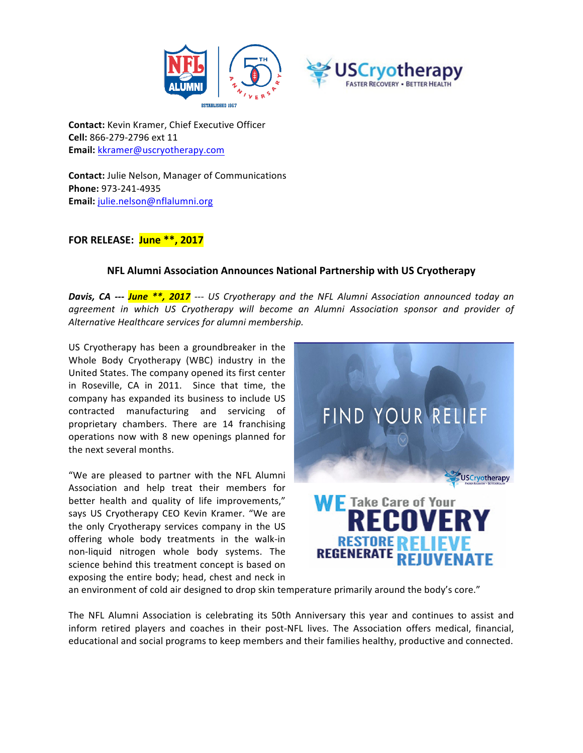**Contact:** Kevin Kramer, Chief Executive Officer
**Cell:** 866-279-2796 ext 11
**Email:** kkramer@uscryotherapy.com

**Contact:** Julie Nelson, Manager of Communications
**Phone:** 973-241-4935
**Email:** julie.nelson@nflalumni.org

**FOR RELEASE: June **, 2017**

## NFL Alumni Association Announces National Partnership with US Cryotherapy

***Davis, CA --- June **, 2017*** *--- US Cryotherapy and the NFL Alumni Association announced today an agreement in which US Cryotherapy will become an Alumni Association sponsor and provider of Alternative Healthcare services for alumni membership.*

US Cryotherapy has been a groundbreaker in the Whole Body Cryotherapy (WBC) industry in the United States. The company opened its first center in Roseville, CA in 2011. Since that time, the company has expanded its business to include US contracted manufacturing and servicing of proprietary chambers. There are 14 franchising operations now with 8 new openings planned for the next several months.

"We are pleased to partner with the NFL Alumni Association and help treat their members for better health and quality of life improvements," says US Cryotherapy CEO Kevin Kramer. "We are the only Cryotherapy services company in the US offering whole body treatments in the walk-in non-liquid nitrogen whole body systems. The science behind this treatment concept is based on exposing the entire body; head, chest and neck in an environment of cold air designed to drop skin temperature primarily around the body's core."

The NFL Alumni Association is celebrating its 50th Anniversary this year and continues to assist and inform retired players and coaches in their post-NFL lives. The Association offers medical, financial, educational and social programs to keep members and their families healthy, productive and connected.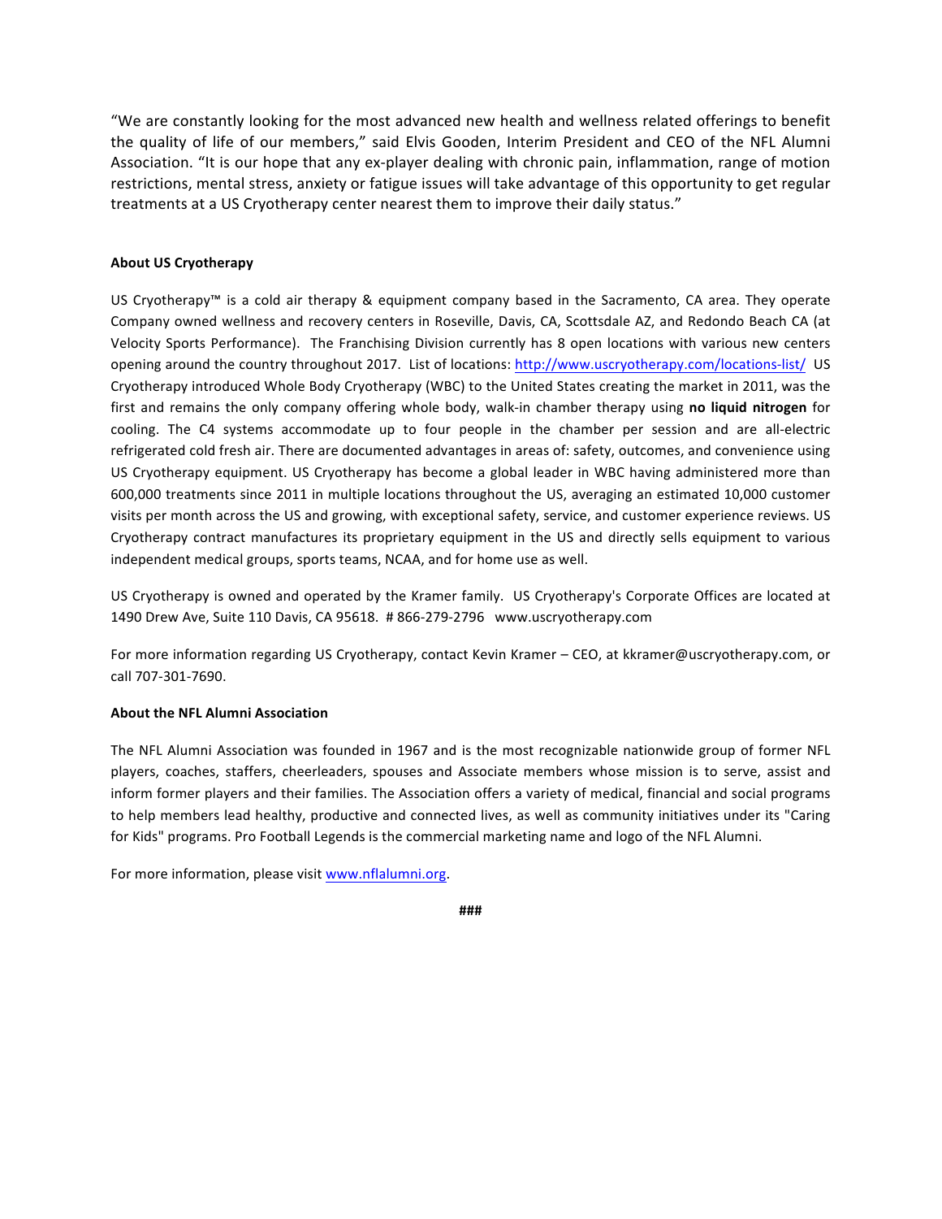"We are constantly looking for the most advanced new health and wellness related offerings to benefit the quality of life of our members," said Elvis Gooden, Interim President and CEO of the NFL Alumni Association. "It is our hope that any ex-player dealing with chronic pain, inflammation, range of motion restrictions, mental stress, anxiety or fatigue issues will take advantage of this opportunity to get regular treatments at a US Cryotherapy center nearest them to improve their daily status."

**About US Cryotherapy**

US Cryotherapy™ is a cold air therapy & equipment company based in the Sacramento, CA area. They operate Company owned wellness and recovery centers in Roseville, Davis, CA, Scottsdale AZ, and Redondo Beach CA (at Velocity Sports Performance). The Franchising Division currently has 8 open locations with various new centers opening around the country throughout 2017. List of locations: http://www.uscryotherapy.com/locations-list/ US Cryotherapy introduced Whole Body Cryotherapy (WBC) to the United States creating the market in 2011, was the first and remains the only company offering whole body, walk-in chamber therapy using **no liquid nitrogen** for cooling. The C4 systems accommodate up to four people in the chamber per session and are all-electric refrigerated cold fresh air. There are documented advantages in areas of: safety, outcomes, and convenience using US Cryotherapy equipment. US Cryotherapy has become a global leader in WBC having administered more than 600,000 treatments since 2011 in multiple locations throughout the US, averaging an estimated 10,000 customer visits per month across the US and growing, with exceptional safety, service, and customer experience reviews. US Cryotherapy contract manufactures its proprietary equipment in the US and directly sells equipment to various independent medical groups, sports teams, NCAA, and for home use as well.

US Cryotherapy is owned and operated by the Kramer family. US Cryotherapy's Corporate Offices are located at 1490 Drew Ave, Suite 110 Davis, CA 95618. # 866-279-2796 www.uscryotherapy.com

For more information regarding US Cryotherapy, contact Kevin Kramer – CEO, at kkramer@uscryotherapy.com, or call 707-301-7690.

**About the NFL Alumni Association**

The NFL Alumni Association was founded in 1967 and is the most recognizable nationwide group of former NFL players, coaches, staffers, cheerleaders, spouses and Associate members whose mission is to serve, assist and inform former players and their families. The Association offers a variety of medical, financial and social programs to help members lead healthy, productive and connected lives, as well as community initiatives under its "Caring for Kids" programs. Pro Football Legends is the commercial marketing name and logo of the NFL Alumni.

For more information, please visit www.nflalumni.org.

**###**